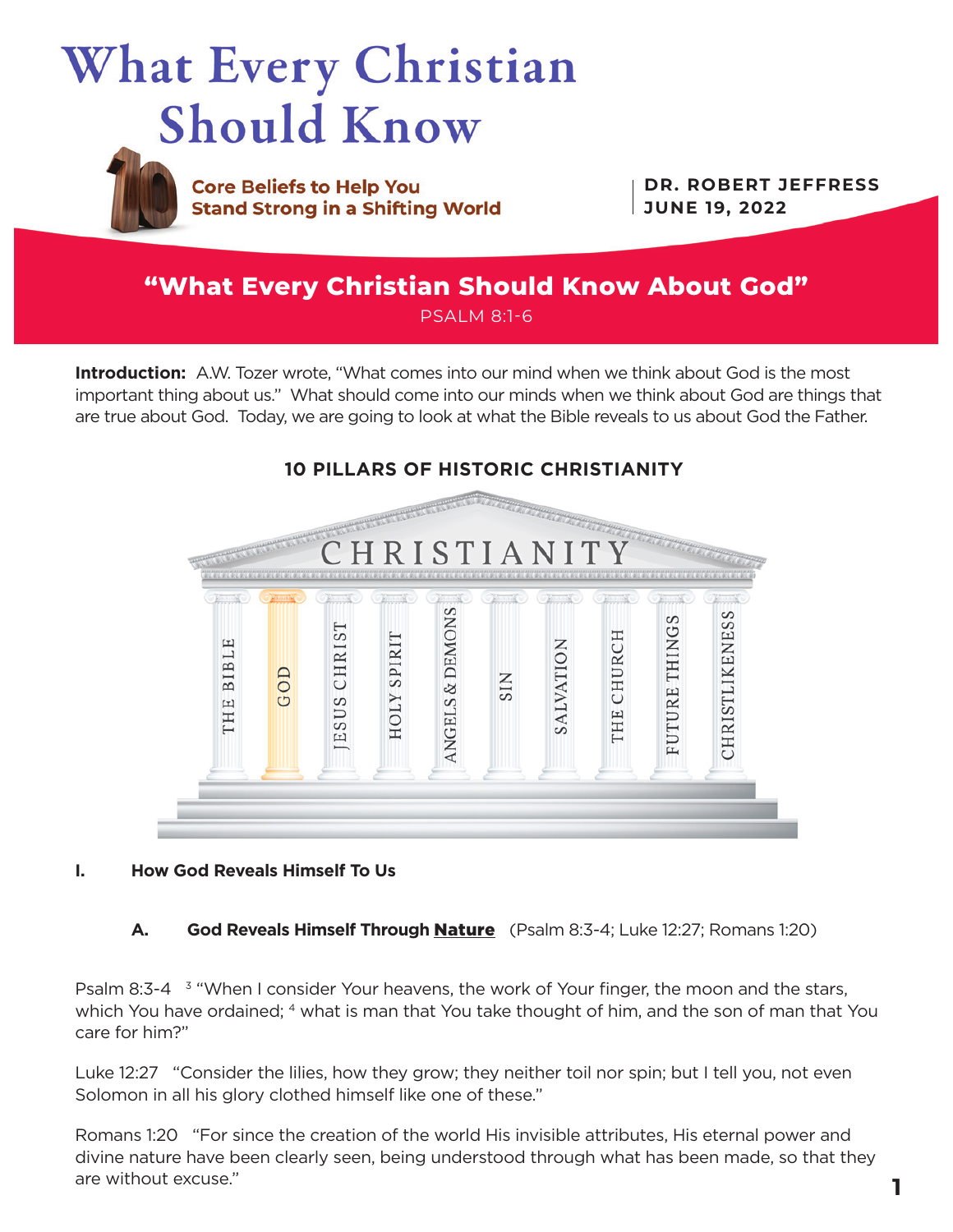# What Every Christian Should Know

**Core Beliefs to Help You Stand Strong in a Shifting World**

**DR. ROBERT JEFFRESS**
**JUNE 19, 2022**

## "What Every Christian Should Know About God"

PSALM 8:1-6

**Introduction:** A.W. Tozer wrote, "What comes into our mind when we think about God is the most important thing about us." What should come into our minds when we think about God are things that are true about God. Today, we are going to look at what the Bible reveals to us about God the Father.

### 10 PILLARS OF HISTORIC CHRISTIANITY

CHRISTIANITY

THE BIBLE | GOD | JESUS CHRIST | HOLY SPIRIT | ANGELS & DEMONS | SIN | SALVATION | THE CHURCH | FUTURE THINGS | CHRISTLIKENESS

**I. How God Reveals Himself To Us**

**A. God Reveals Himself Through Nature** (Psalm 8:3-4; Luke 12:27; Romans 1:20)

Psalm 8:3-4 [3] "When I consider Your heavens, the work of Your finger, the moon and the stars, which You have ordained; [4] what is man that You take thought of him, and the son of man that You care for him?"

Luke 12:27 "Consider the lilies, how they grow; they neither toil nor spin; but I tell you, not even Solomon in all his glory clothed himself like one of these."

Romans 1:20 "For since the creation of the world His invisible attributes, His eternal power and divine nature have been clearly seen, being understood through what has been made, so that they are without excuse."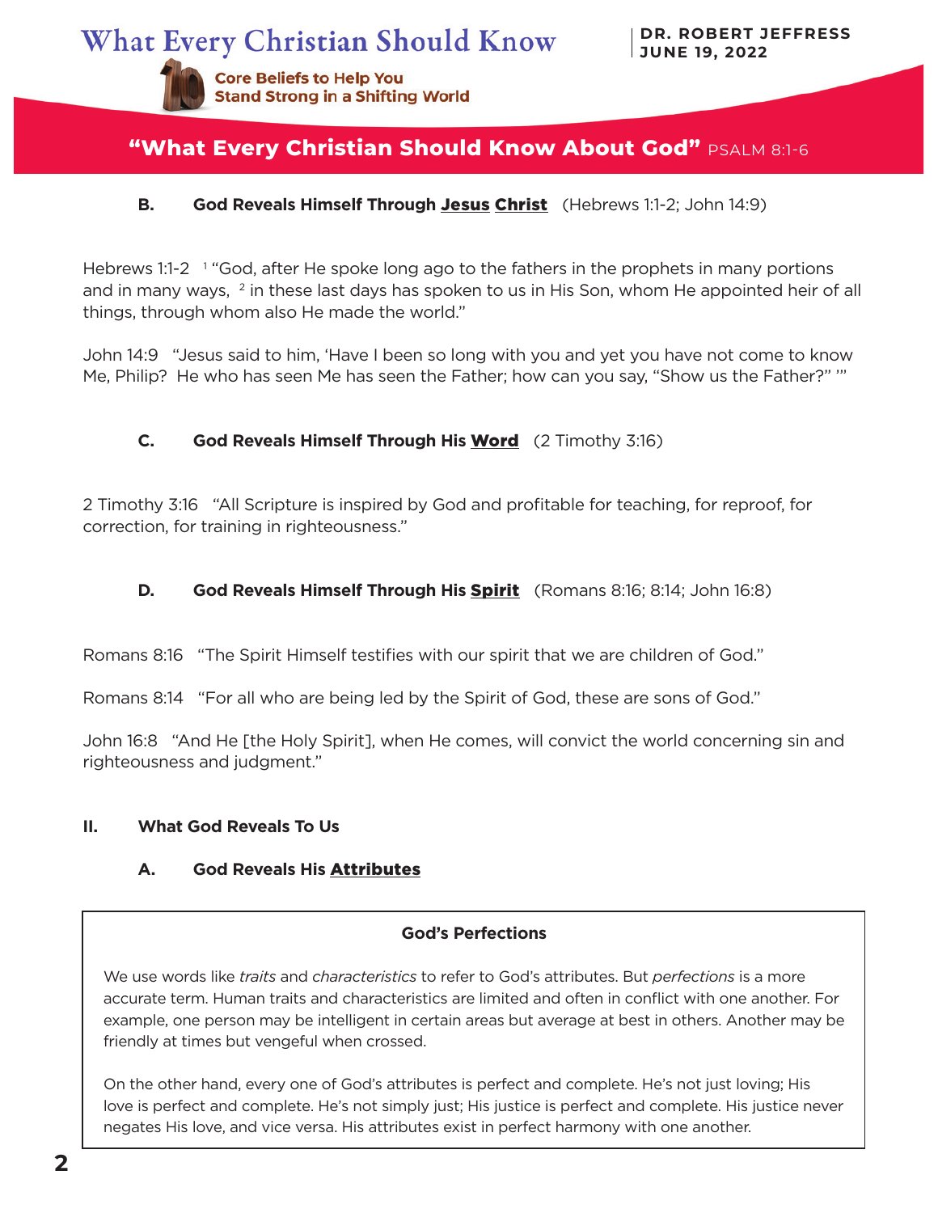### B. God Reveals Himself Through **Jesus Christ** (Hebrews 1:1-2; John 14:9)

Hebrews 1:1-2 [1] "God, after He spoke long ago to the fathers in the prophets in many portions and in many ways, [2] in these last days has spoken to us in His Son, whom He appointed heir of all things, through whom also He made the world."

John 14:9 "Jesus said to him, 'Have I been so long with you and yet you have not come to know Me, Philip? He who has seen Me has seen the Father; how can you say, "Show us the Father?" '"

### C. God Reveals Himself Through His **Word** (2 Timothy 3:16)

2 Timothy 3:16 "All Scripture is inspired by God and profitable for teaching, for reproof, for correction, for training in righteousness."

### D. God Reveals Himself Through His **Spirit** (Romans 8:16; 8:14; John 16:8)

Romans 8:16 "The Spirit Himself testifies with our spirit that we are children of God."

Romans 8:14 "For all who are being led by the Spirit of God, these are sons of God."

John 16:8 "And He [the Holy Spirit], when He comes, will convict the world concerning sin and righteousness and judgment."

## II. What God Reveals To Us

### A. God Reveals His **Attributes**

**God's Perfections**

We use words like *traits* and *characteristics* to refer to God's attributes. But *perfections* is a more accurate term. Human traits and characteristics are limited and often in conflict with one another. For example, one person may be intelligent in certain areas but average at best in others. Another may be friendly at times but vengeful when crossed.

On the other hand, every one of God's attributes is perfect and complete. He's not just loving; His love is perfect and complete. He's not simply just; His justice is perfect and complete. His justice never negates His love, and vice versa. His attributes exist in perfect harmony with one another.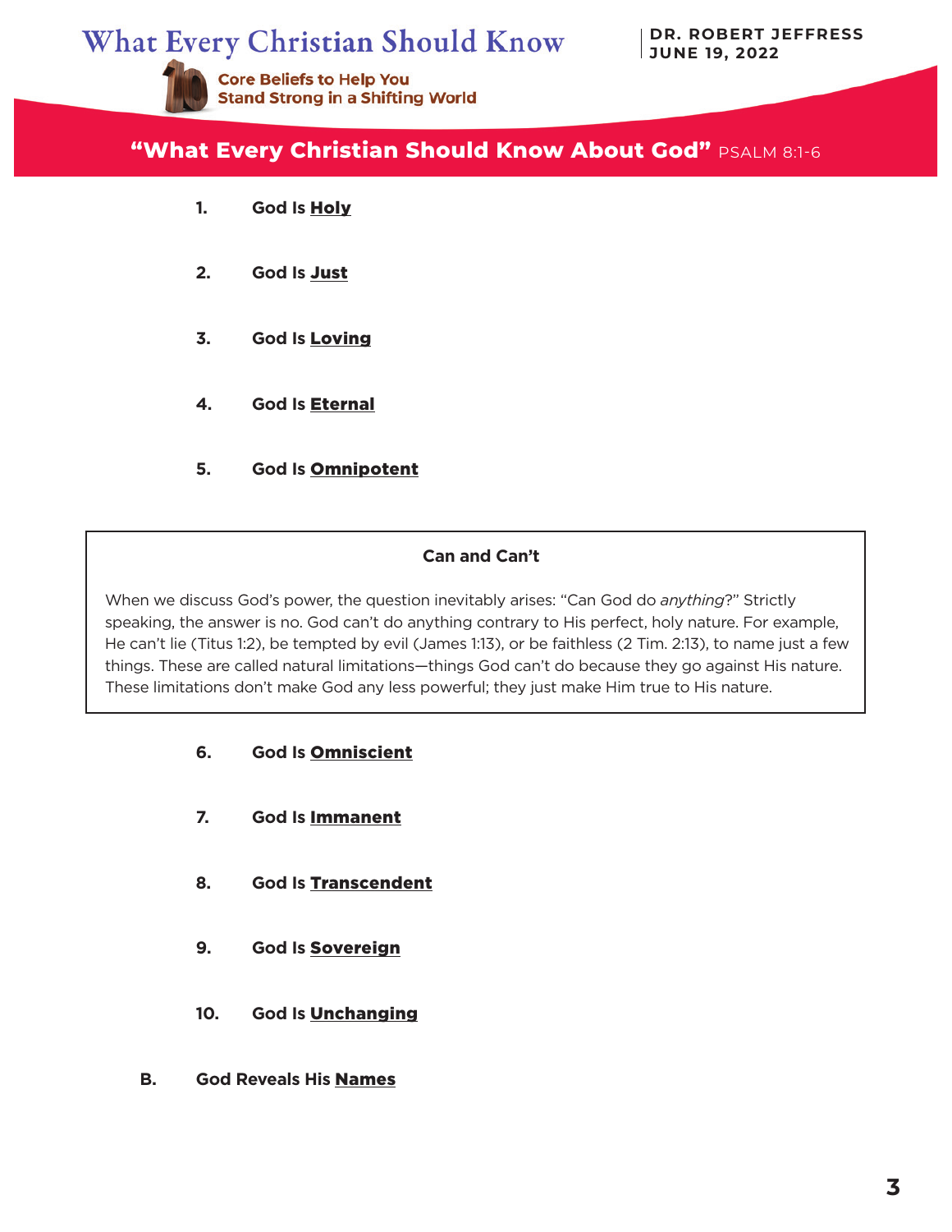## "What Every Christian Should Know About God" PSALM 8:1-6

1. **God Is Holy**

2. **God Is Just**

3. **God Is Loving**

4. **God Is Eternal**

5. **God Is Omnipotent**

> **Can and Can't**
>
> When we discuss God's power, the question inevitably arises: "Can God do *anything*?" Strictly speaking, the answer is no. God can't do anything contrary to His perfect, holy nature. For example, He can't lie (Titus 1:2), be tempted by evil (James 1:13), or be faithless (2 Tim. 2:13), to name just a few things. These are called natural limitations—things God can't do because they go against His nature. These limitations don't make God any less powerful; they just make Him true to His nature.

6. **God Is Omniscient**

7. **God Is Immanent**

8. **God Is Transcendent**

9. **God Is Sovereign**

10. **God Is Unchanging**

**B. God Reveals His Names**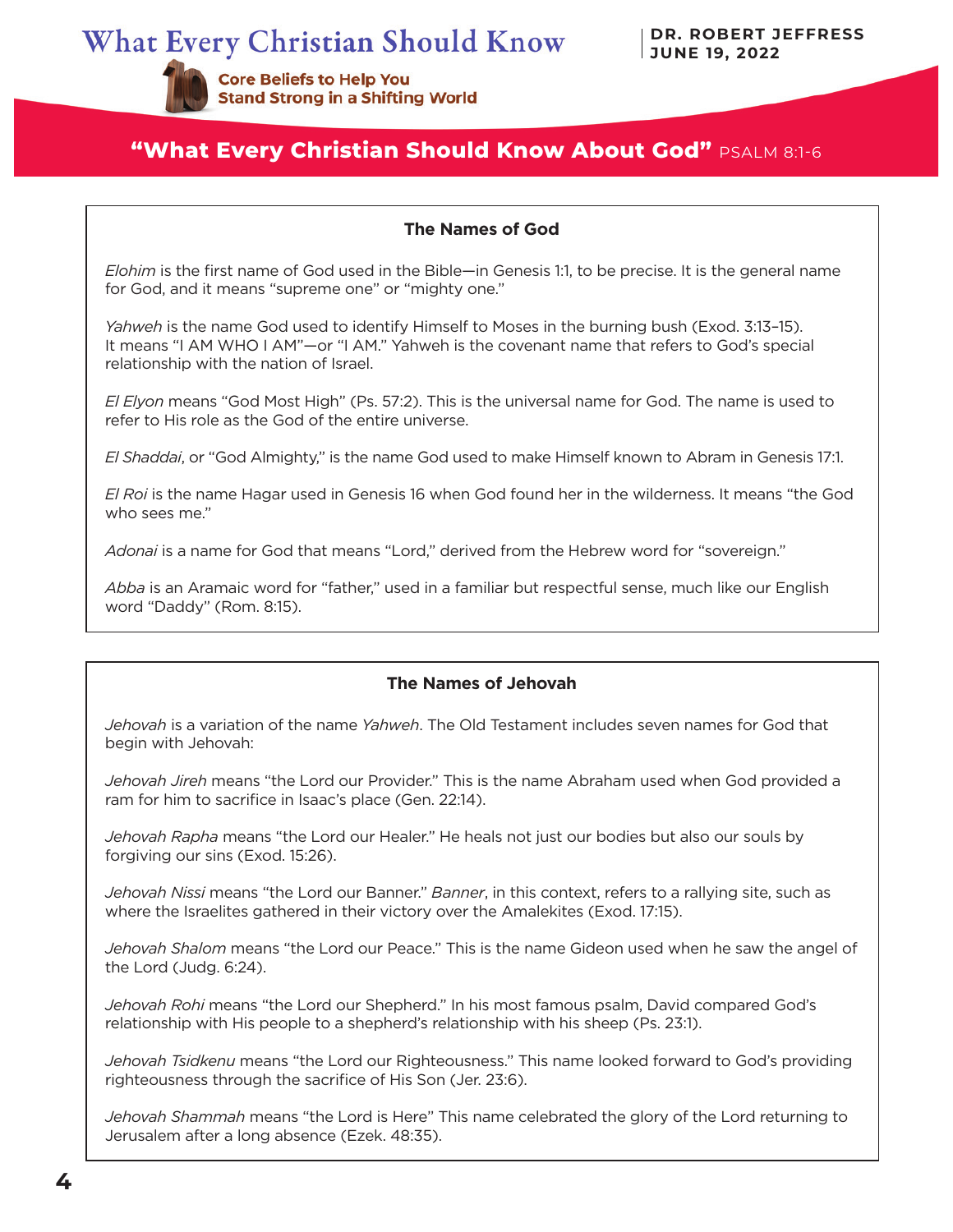## "What Every Christian Should Know About God" PSALM 8:1-6

### The Names of God

*Elohim* is the first name of God used in the Bible—in Genesis 1:1, to be precise. It is the general name for God, and it means "supreme one" or "mighty one."

*Yahweh* is the name God used to identify Himself to Moses in the burning bush (Exod. 3:13–15). It means "I AM WHO I AM"—or "I AM." Yahweh is the covenant name that refers to God's special relationship with the nation of Israel.

*El Elyon* means "God Most High" (Ps. 57:2). This is the universal name for God. The name is used to refer to His role as the God of the entire universe.

*El Shaddai*, or "God Almighty," is the name God used to make Himself known to Abram in Genesis 17:1.

*El Roi* is the name Hagar used in Genesis 16 when God found her in the wilderness. It means "the God who sees me."

*Adonai* is a name for God that means "Lord," derived from the Hebrew word for "sovereign."

*Abba* is an Aramaic word for "father," used in a familiar but respectful sense, much like our English word "Daddy" (Rom. 8:15).

### The Names of Jehovah

*Jehovah* is a variation of the name *Yahweh*. The Old Testament includes seven names for God that begin with Jehovah:

*Jehovah Jireh* means "the Lord our Provider." This is the name Abraham used when God provided a ram for him to sacrifice in Isaac's place (Gen. 22:14).

*Jehovah Rapha* means "the Lord our Healer." He heals not just our bodies but also our souls by forgiving our sins (Exod. 15:26).

*Jehovah Nissi* means "the Lord our Banner." *Banner*, in this context, refers to a rallying site, such as where the Israelites gathered in their victory over the Amalekites (Exod. 17:15).

*Jehovah Shalom* means "the Lord our Peace." This is the name Gideon used when he saw the angel of the Lord (Judg. 6:24).

*Jehovah Rohi* means "the Lord our Shepherd." In his most famous psalm, David compared God's relationship with His people to a shepherd's relationship with his sheep (Ps. 23:1).

*Jehovah Tsidkenu* means "the Lord our Righteousness." This name looked forward to God's providing righteousness through the sacrifice of His Son (Jer. 23:6).

*Jehovah Shammah* means "the Lord is Here" This name celebrated the glory of the Lord returning to Jerusalem after a long absence (Ezek. 48:35).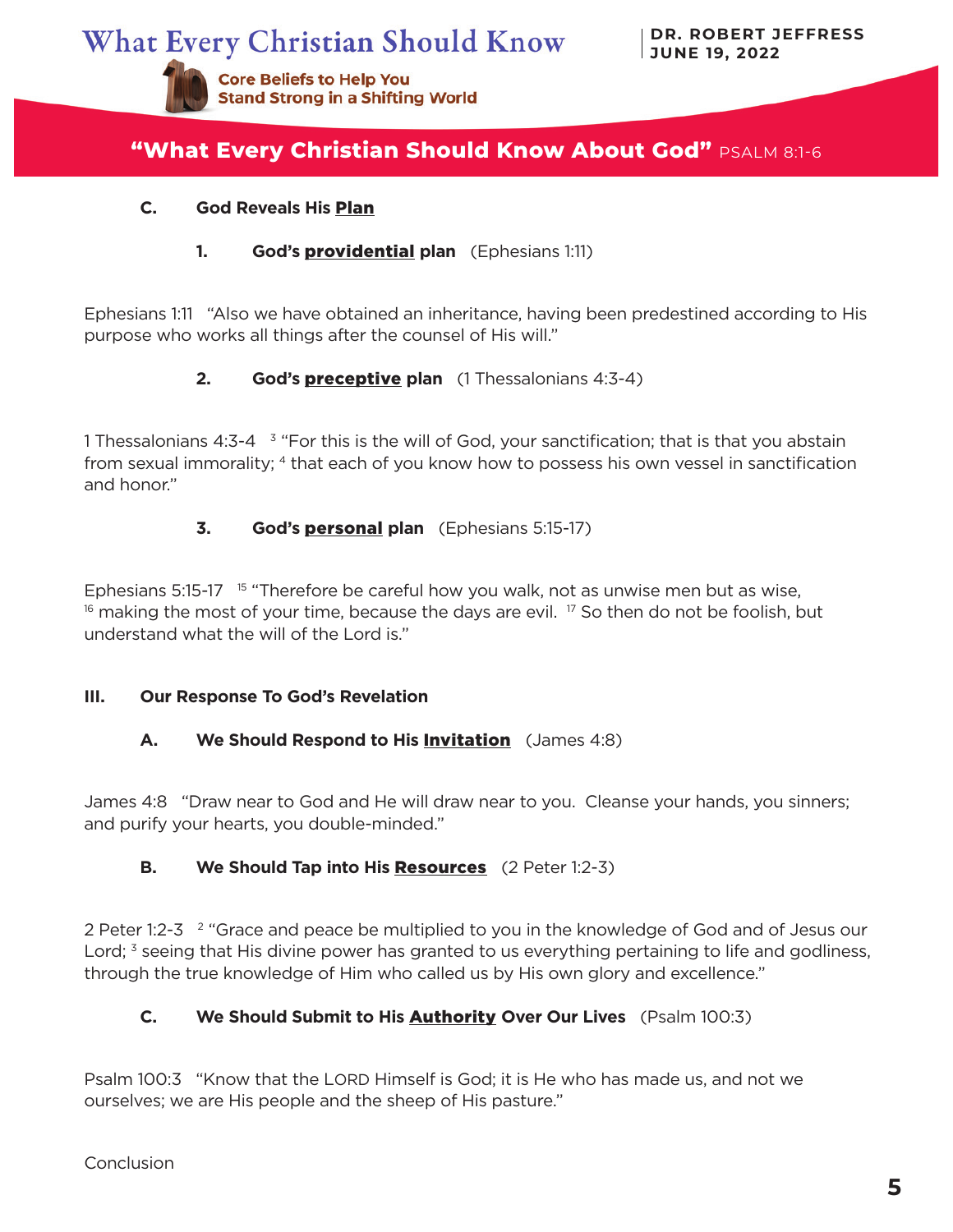**C. God Reveals His <u>Plan</u>**

**1. God's <u>providential</u> plan** (Ephesians 1:11)

Ephesians 1:11 "Also we have obtained an inheritance, having been predestined according to His purpose who works all things after the counsel of His will."

**2. God's <u>preceptive</u> plan** (1 Thessalonians 4:3-4)

1 Thessalonians 4:3-4 [3] "For this is the will of God, your sanctification; that is that you abstain from sexual immorality; [4] that each of you know how to possess his own vessel in sanctification and honor."

**3. God's <u>personal</u> plan** (Ephesians 5:15-17)

Ephesians 5:15-17 [15] "Therefore be careful how you walk, not as unwise men but as wise, [16] making the most of your time, because the days are evil. [17] So then do not be foolish, but understand what the will of the Lord is."

**III. Our Response To God's Revelation**

**A. We Should Respond to His <u>Invitation</u>** (James 4:8)

James 4:8 "Draw near to God and He will draw near to you. Cleanse your hands, you sinners; and purify your hearts, you double-minded."

**B. We Should Tap into His <u>Resources</u>** (2 Peter 1:2-3)

2 Peter 1:2-3 [2] "Grace and peace be multiplied to you in the knowledge of God and of Jesus our Lord; [3] seeing that His divine power has granted to us everything pertaining to life and godliness, through the true knowledge of Him who called us by His own glory and excellence."

**C. We Should Submit to His <u>Authority</u> Over Our Lives** (Psalm 100:3)

Psalm 100:3 "Know that the LORD Himself is God; it is He who has made us, and not we ourselves; we are His people and the sheep of His pasture."

Conclusion